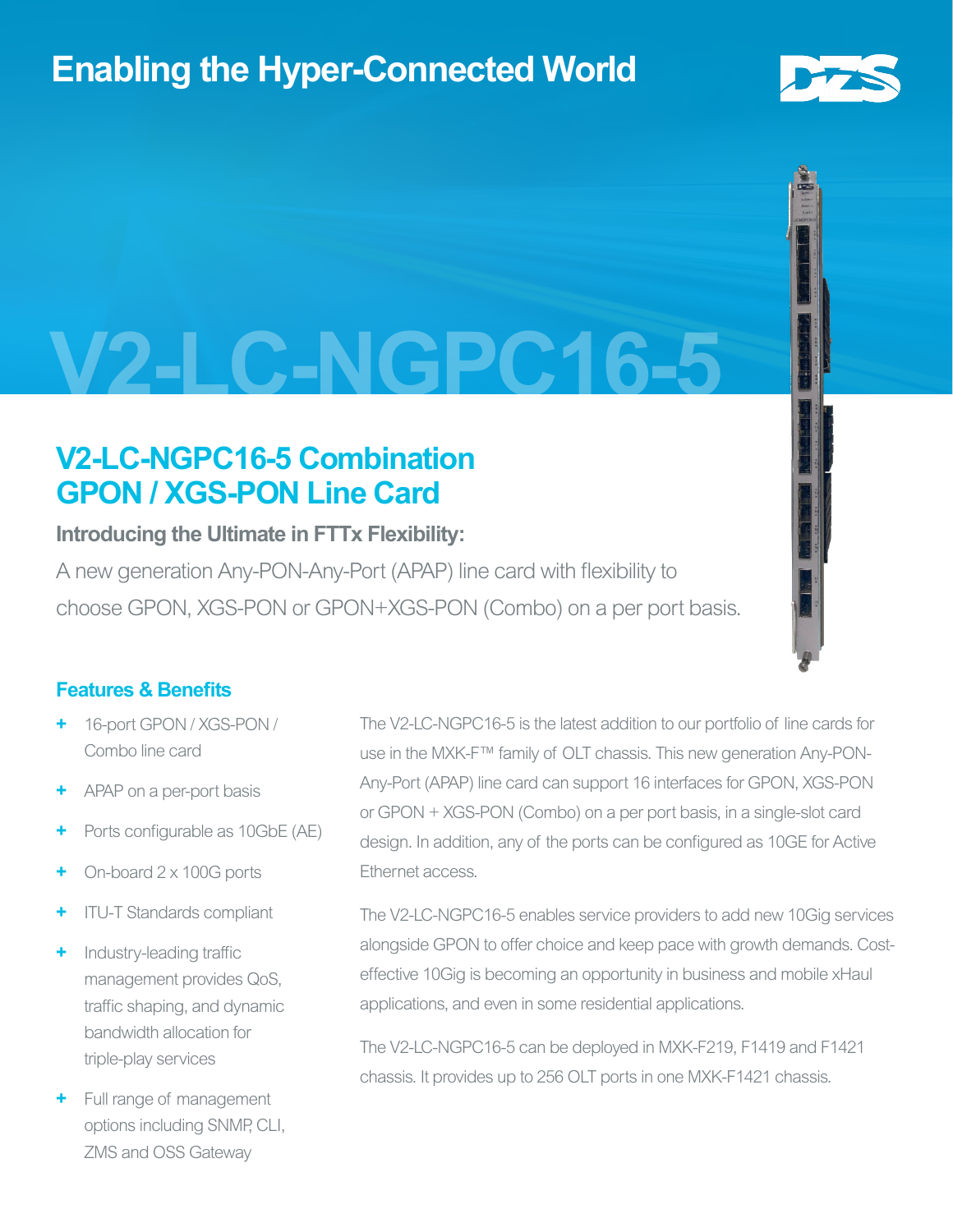# Enabling the Hyper-Connected World

V2-LC-NGPC16-5

## V2-LC-NGPC16-5 Combination GPON / XGS-PON Line Card

### Introducing the Ultimate in FTTx Flexibility:

A new generation Any-PON-Any-Port (APAP) line card with flexibility to choose GPON, XGS-PON or GPON+XGS-PON (Combo) on a per port basis.

### Features & Benefits

+ 16-port GPON / XGS-PON / Combo line card
+ APAP on a per-port basis
+ Ports configurable as 10GbE (AE)
+ On-board 2 x 100G ports
+ ITU-T Standards compliant
+ Industry-leading traffic management provides QoS, traffic shaping, and dynamic bandwidth allocation for triple-play services
+ Full range of management options including SNMP, CLI, ZMS and OSS Gateway

The V2-LC-NGPC16-5 is the latest addition to our portfolio of line cards for use in the MXK-F™ family of OLT chassis. This new generation Any-PON-Any-Port (APAP) line card can support 16 interfaces for GPON, XGS-PON or GPON + XGS-PON (Combo) on a per port basis, in a single-slot card design. In addition, any of the ports can be configured as 10GE for Active Ethernet access.

The V2-LC-NGPC16-5 enables service providers to add new 10Gig services alongside GPON to offer choice and keep pace with growth demands. Cost-effective 10Gig is becoming an opportunity in business and mobile xHaul applications, and even in some residential applications.

The V2-LC-NGPC16-5 can be deployed in MXK-F219, F1419 and F1421 chassis. It provides up to 256 OLT ports in one MXK-F1421 chassis.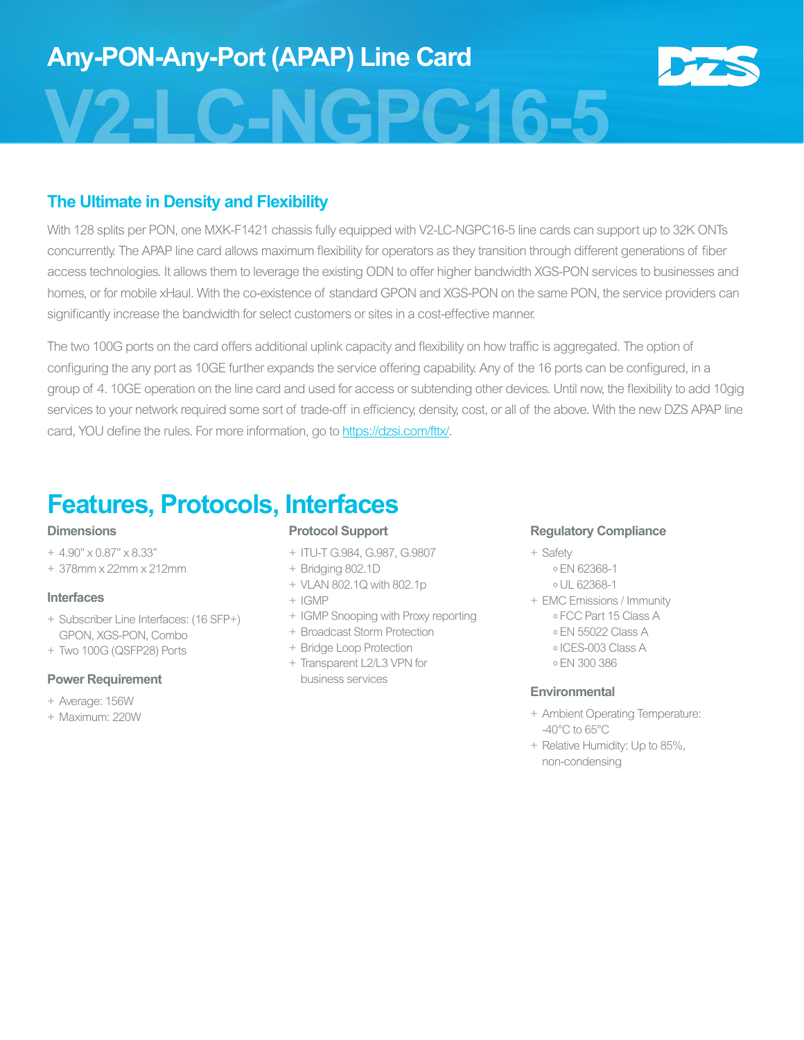# Any-PON-Any-Port (APAP) Line Card

# V2-LC-NGPC16-5

## The Ultimate in Density and Flexibility

With 128 splits per PON, one MXK-F1421 chassis fully equipped with V2-LC-NGPC16-5 line cards can support up to 32K ONTs concurrently. The APAP line card allows maximum flexibility for operators as they transition through different generations of fiber access technologies. It allows them to leverage the existing ODN to offer higher bandwidth XGS-PON services to businesses and homes, or for mobile xHaul. With the co-existence of standard GPON and XGS-PON on the same PON, the service providers can significantly increase the bandwidth for select customers or sites in a cost-effective manner.

The two 100G ports on the card offers additional uplink capacity and flexibility on how traffic is aggregated. The option of configuring the any port as 10GE further expands the service offering capability. Any of the 16 ports can be configured, in a group of 4. 10GE operation on the line card and used for access or subtending other devices. Until now, the flexibility to add 10gig services to your network required some sort of trade-off in efficiency, density, cost, or all of the above. With the new DZS APAP line card, YOU define the rules. For more information, go to https://dzsi.com/fttx/.

## Features, Protocols, Interfaces

### Dimensions

- 4.90" x 0.87" x 8.33"
- 378mm x 22mm x 212mm

### Interfaces

- Subscriber Line Interfaces: (16 SFP+) GPON, XGS-PON, Combo
- Two 100G (QSFP28) Ports

### Power Requirement

- Average: 156W
- Maximum: 220W

### Protocol Support

- ITU-T G.984, G.987, G.9807
- Bridging 802.1D
- VLAN 802.1Q with 802.1p
- IGMP
- IGMP Snooping with Proxy reporting
- Broadcast Storm Protection
- Bridge Loop Protection
- Transparent L2/L3 VPN for business services

### Regulatory Compliance

- Safety
  - EN 62368-1
  - UL 62368-1
- EMC Emissions / Immunity
  - FCC Part 15 Class A
  - EN 55022 Class A
  - ICES-003 Class A
  - EN 300 386

### Environmental

- Ambient Operating Temperature: -40°C to 65°C
- Relative Humidity: Up to 85%, non-condensing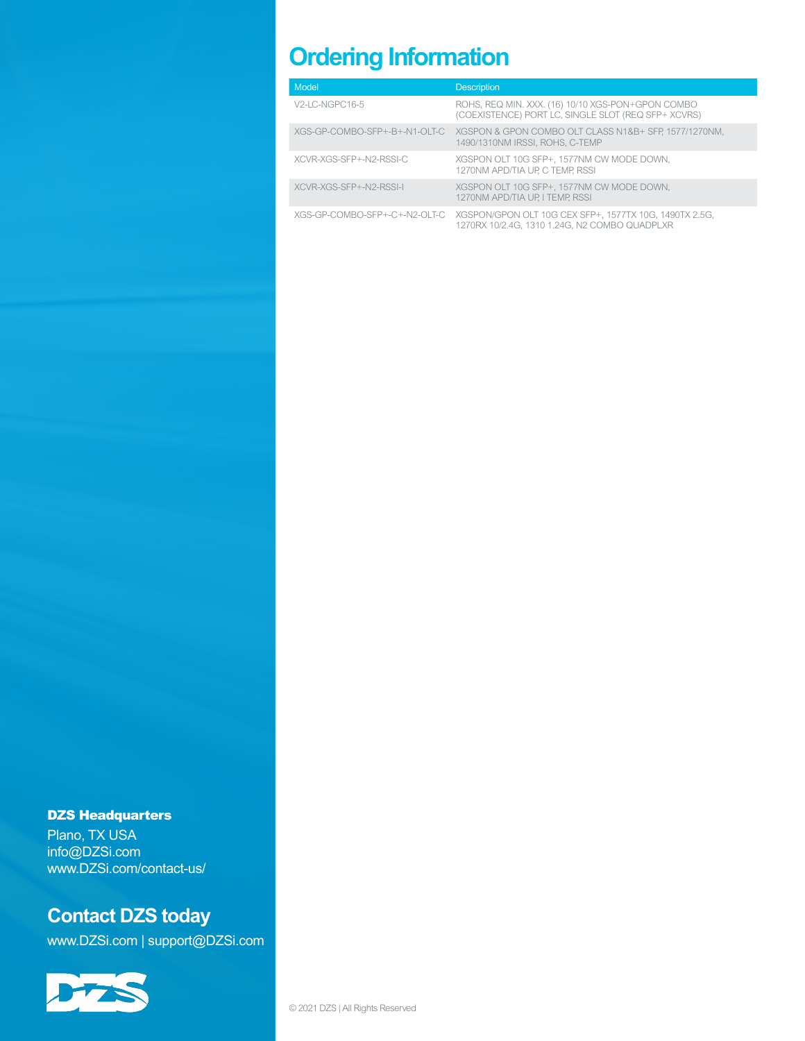# Ordering Information

| Model | Description |
|---|---|
| V2-LC-NGPC16-5 | ROHS, REQ MIN. XXX. (16) 10/10 XGS-PON+GPON COMBO (COEXISTENCE) PORT LC, SINGLE SLOT (REQ SFP+ XCVRS) |
| XGS-GP-COMBO-SFP+-B+-N1-OLT-C | XGSPON & GPON COMBO OLT CLASS N1&B+ SFP, 1577/1270NM, 1490/1310NM IRSSI, ROHS, C-TEMP |
| XCVR-XGS-SFP+-N2-RSSI-C | XGSPON OLT 10G SFP+, 1577NM CW MODE DOWN, 1270NM APD/TIA UP, C TEMP, RSSI |
| XCVR-XGS-SFP+-N2-RSSI-I | XGSPON OLT 10G SFP+, 1577NM CW MODE DOWN, 1270NM APD/TIA UP, I TEMP, RSSI |
| XGS-GP-COMBO-SFP+-C+-N2-OLT-C | XGSPON/GPON OLT 10G CEX SFP+, 1577TX 10G, 1490TX 2.5G, 1270RX 10/2.4G, 1310 1.24G, N2 COMBO QUADPLXR |

**DZS Headquarters**
Plano, TX USA
info@DZSi.com
www.DZSi.com/contact-us/

## Contact DZS today

www.DZSi.com | support@DZSi.com

© 2021 DZS | All Rights Reserved